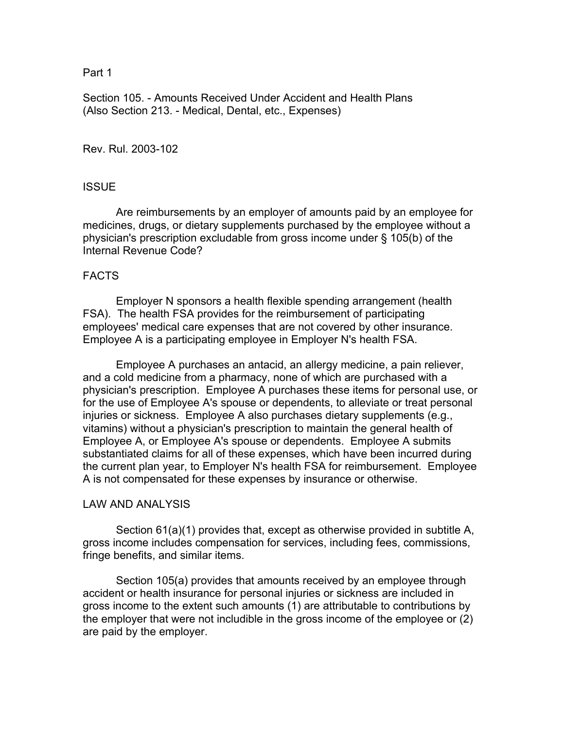Part 1

Section 105. - Amounts Received Under Accident and Health Plans
(Also Section 213. - Medical, Dental, etc., Expenses)

Rev. Rul. 2003-102

## ISSUE

Are reimbursements by an employer of amounts paid by an employee for medicines, drugs, or dietary supplements purchased by the employee without a physician's prescription excludable from gross income under § 105(b) of the Internal Revenue Code?

## FACTS

Employer N sponsors a health flexible spending arrangement (health FSA). The health FSA provides for the reimbursement of participating employees' medical care expenses that are not covered by other insurance. Employee A is a participating employee in Employer N's health FSA.

Employee A purchases an antacid, an allergy medicine, a pain reliever, and a cold medicine from a pharmacy, none of which are purchased with a physician's prescription. Employee A purchases these items for personal use, or for the use of Employee A's spouse or dependents, to alleviate or treat personal injuries or sickness. Employee A also purchases dietary supplements (e.g., vitamins) without a physician's prescription to maintain the general health of Employee A, or Employee A's spouse or dependents. Employee A submits substantiated claims for all of these expenses, which have been incurred during the current plan year, to Employer N's health FSA for reimbursement. Employee A is not compensated for these expenses by insurance or otherwise.

## LAW AND ANALYSIS

Section 61(a)(1) provides that, except as otherwise provided in subtitle A, gross income includes compensation for services, including fees, commissions, fringe benefits, and similar items.

Section 105(a) provides that amounts received by an employee through accident or health insurance for personal injuries or sickness are included in gross income to the extent such amounts (1) are attributable to contributions by the employer that were not includible in the gross income of the employee or (2) are paid by the employer.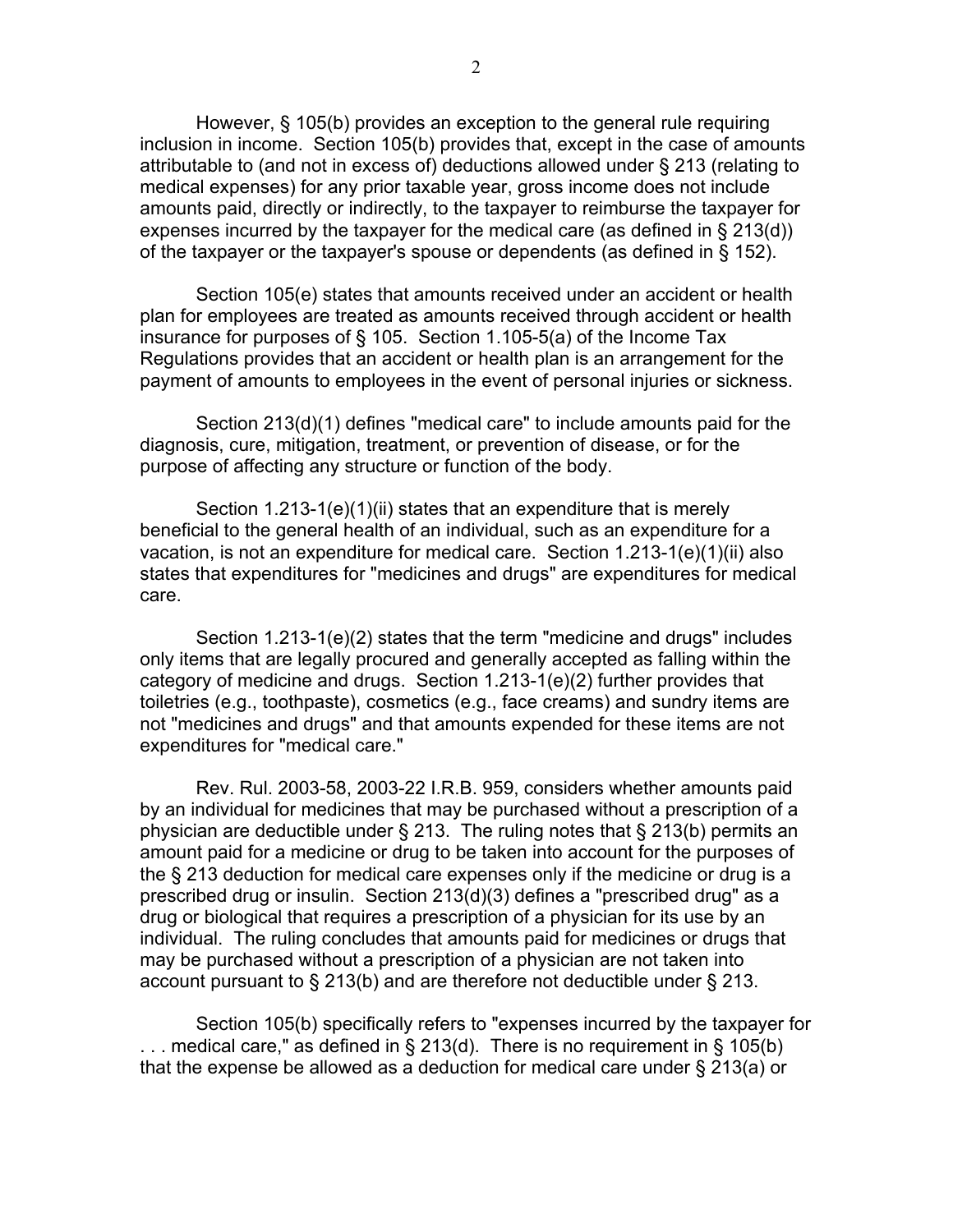However, § 105(b) provides an exception to the general rule requiring inclusion in income. Section 105(b) provides that, except in the case of amounts attributable to (and not in excess of) deductions allowed under § 213 (relating to medical expenses) for any prior taxable year, gross income does not include amounts paid, directly or indirectly, to the taxpayer to reimburse the taxpayer for expenses incurred by the taxpayer for the medical care (as defined in § 213(d)) of the taxpayer or the taxpayer's spouse or dependents (as defined in § 152).

Section 105(e) states that amounts received under an accident or health plan for employees are treated as amounts received through accident or health insurance for purposes of § 105. Section 1.105-5(a) of the Income Tax Regulations provides that an accident or health plan is an arrangement for the payment of amounts to employees in the event of personal injuries or sickness.

Section 213(d)(1) defines "medical care" to include amounts paid for the diagnosis, cure, mitigation, treatment, or prevention of disease, or for the purpose of affecting any structure or function of the body.

Section 1.213-1(e)(1)(ii) states that an expenditure that is merely beneficial to the general health of an individual, such as an expenditure for a vacation, is not an expenditure for medical care. Section 1.213-1(e)(1)(ii) also states that expenditures for "medicines and drugs" are expenditures for medical care.

Section 1.213-1(e)(2) states that the term "medicine and drugs" includes only items that are legally procured and generally accepted as falling within the category of medicine and drugs. Section 1.213-1(e)(2) further provides that toiletries (e.g., toothpaste), cosmetics (e.g., face creams) and sundry items are not "medicines and drugs" and that amounts expended for these items are not expenditures for "medical care."

Rev. Rul. 2003-58, 2003-22 I.R.B. 959, considers whether amounts paid by an individual for medicines that may be purchased without a prescription of a physician are deductible under § 213. The ruling notes that § 213(b) permits an amount paid for a medicine or drug to be taken into account for the purposes of the § 213 deduction for medical care expenses only if the medicine or drug is a prescribed drug or insulin. Section 213(d)(3) defines a "prescribed drug" as a drug or biological that requires a prescription of a physician for its use by an individual. The ruling concludes that amounts paid for medicines or drugs that may be purchased without a prescription of a physician are not taken into account pursuant to § 213(b) and are therefore not deductible under § 213.

Section 105(b) specifically refers to "expenses incurred by the taxpayer for . . . medical care," as defined in § 213(d). There is no requirement in § 105(b) that the expense be allowed as a deduction for medical care under § 213(a) or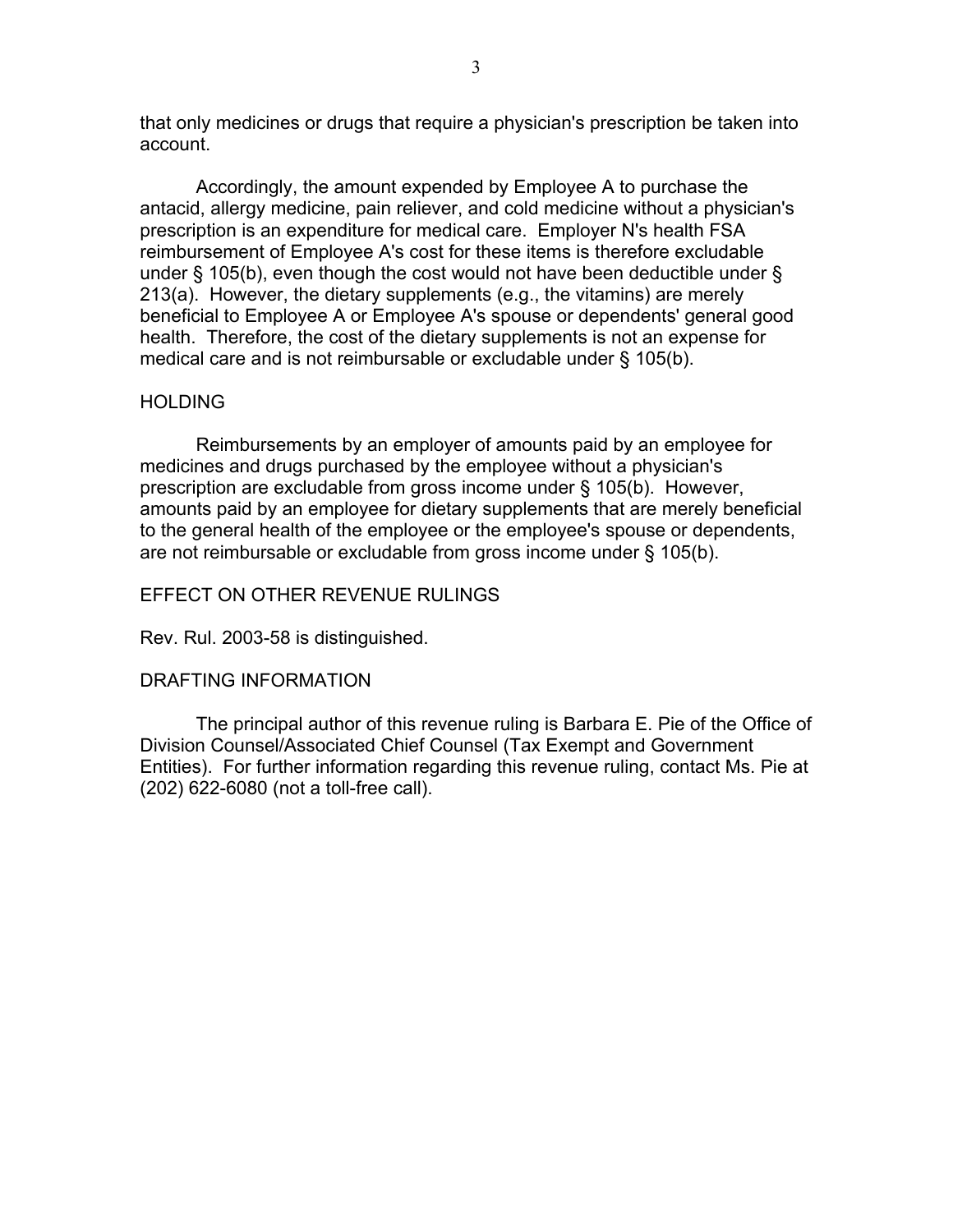that only medicines or drugs that require a physician's prescription be taken into account.

Accordingly, the amount expended by Employee A to purchase the antacid, allergy medicine, pain reliever, and cold medicine without a physician's prescription is an expenditure for medical care. Employer N's health FSA reimbursement of Employee A's cost for these items is therefore excludable under § 105(b), even though the cost would not have been deductible under § 213(a). However, the dietary supplements (e.g., the vitamins) are merely beneficial to Employee A or Employee A's spouse or dependents' general good health. Therefore, the cost of the dietary supplements is not an expense for medical care and is not reimbursable or excludable under § 105(b).

## HOLDING

Reimbursements by an employer of amounts paid by an employee for medicines and drugs purchased by the employee without a physician's prescription are excludable from gross income under § 105(b). However, amounts paid by an employee for dietary supplements that are merely beneficial to the general health of the employee or the employee's spouse or dependents, are not reimbursable or excludable from gross income under § 105(b).

## EFFECT ON OTHER REVENUE RULINGS

Rev. Rul. 2003-58 is distinguished.

## DRAFTING INFORMATION

The principal author of this revenue ruling is Barbara E. Pie of the Office of Division Counsel/Associated Chief Counsel (Tax Exempt and Government Entities). For further information regarding this revenue ruling, contact Ms. Pie at (202) 622-6080 (not a toll-free call).